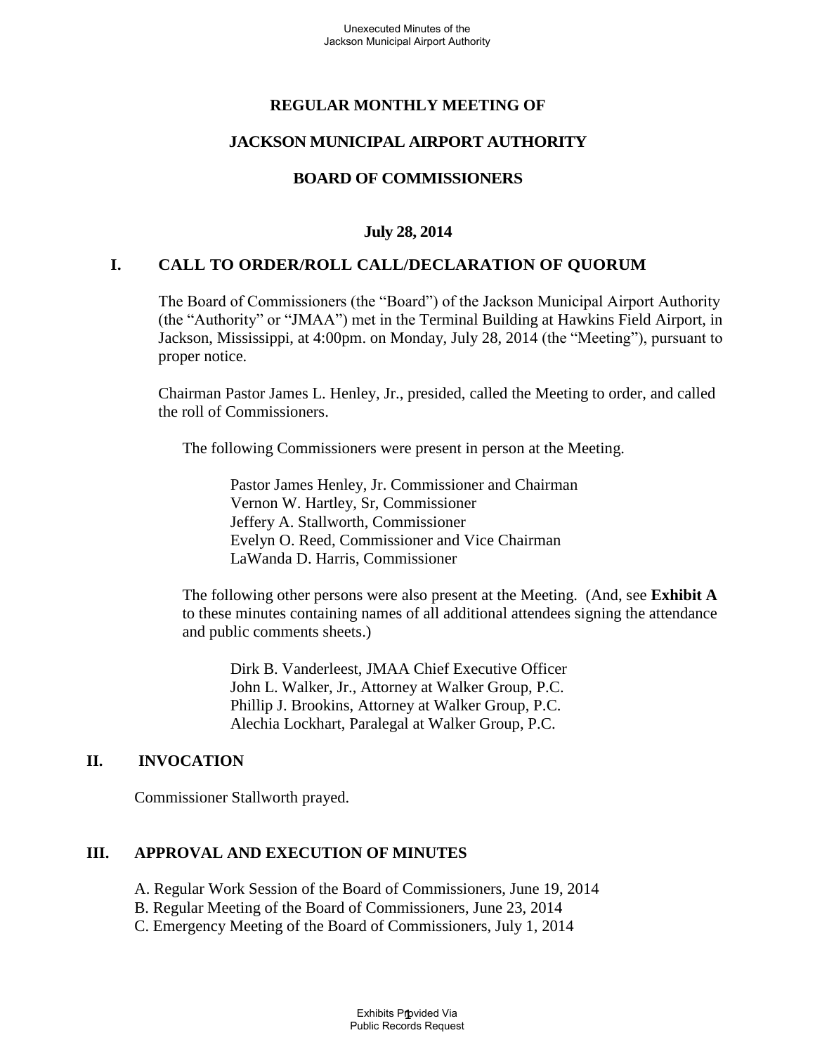# REGULAR MONTHLY MEETING OF

# JACKSON MUNICIPAL AIRPORT AUTHORITY

# BOARD OF COMMISSIONERS

**July 28, 2014**

## I. CALL TO ORDER/ROLL CALL/DECLARATION OF QUORUM

The Board of Commissioners (the "Board") of the Jackson Municipal Airport Authority (the "Authority" or "JMAA") met in the Terminal Building at Hawkins Field Airport, in Jackson, Mississippi, at 4:00pm. on Monday, July 28, 2014 (the "Meeting"), pursuant to proper notice.

Chairman Pastor James L. Henley, Jr., presided, called the Meeting to order, and called the roll of Commissioners.

The following Commissioners were present in person at the Meeting.

Pastor James Henley, Jr. Commissioner and Chairman
Vernon W. Hartley, Sr, Commissioner
Jeffery A. Stallworth, Commissioner
Evelyn O. Reed, Commissioner and Vice Chairman
LaWanda D. Harris, Commissioner

The following other persons were also present at the Meeting. (And, see **Exhibit A** to these minutes containing names of all additional attendees signing the attendance and public comments sheets.)

Dirk B. Vanderleest, JMAA Chief Executive Officer
John L. Walker, Jr., Attorney at Walker Group, P.C.
Phillip J. Brookins, Attorney at Walker Group, P.C.
Alechia Lockhart, Paralegal at Walker Group, P.C.

## II. INVOCATION

Commissioner Stallworth prayed.

## III. APPROVAL AND EXECUTION OF MINUTES

A. Regular Work Session of the Board of Commissioners, June 19, 2014
B. Regular Meeting of the Board of Commissioners, June 23, 2014
C. Emergency Meeting of the Board of Commissioners, July 1, 2014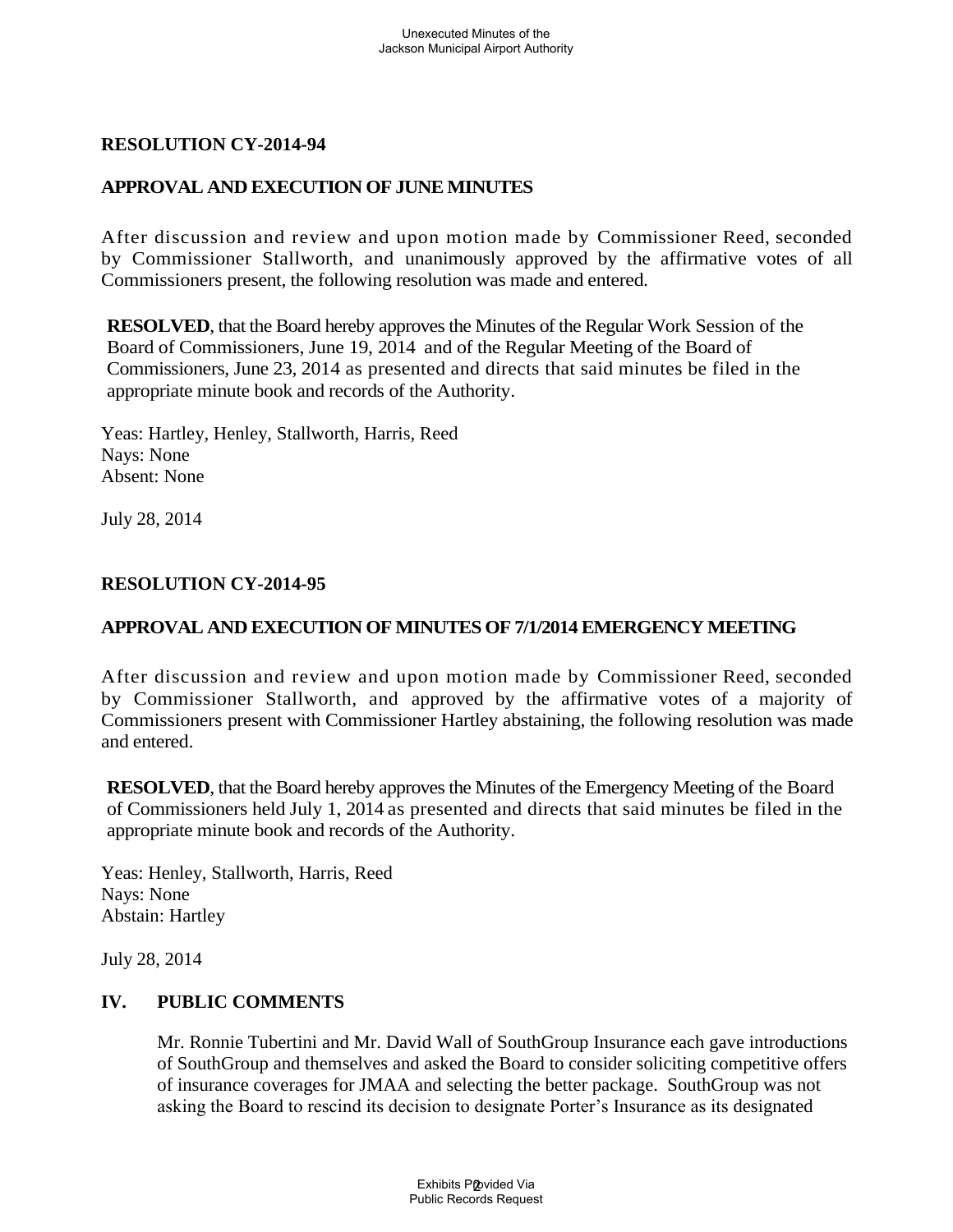### RESOLUTION CY-2014-94

### APPROVAL AND EXECUTION OF JUNE MINUTES

After discussion and review and upon motion made by Commissioner Reed, seconded by Commissioner Stallworth, and unanimously approved by the affirmative votes of all Commissioners present, the following resolution was made and entered.

**RESOLVED**, that the Board hereby approves the Minutes of the Regular Work Session of the Board of Commissioners, June 19, 2014 and of the Regular Meeting of the Board of Commissioners, June 23, 2014 as presented and directs that said minutes be filed in the appropriate minute book and records of the Authority.

Yeas: Hartley, Henley, Stallworth, Harris, Reed
Nays: None
Absent: None

July 28, 2014

### RESOLUTION CY-2014-95

### APPROVAL AND EXECUTION OF MINUTES OF 7/1/2014 EMERGENCY MEETING

After discussion and review and upon motion made by Commissioner Reed, seconded by Commissioner Stallworth, and approved by the affirmative votes of a majority of Commissioners present with Commissioner Hartley abstaining, the following resolution was made and entered.

**RESOLVED**, that the Board hereby approves the Minutes of the Emergency Meeting of the Board of Commissioners held July 1, 2014 as presented and directs that said minutes be filed in the appropriate minute book and records of the Authority.

Yeas: Henley, Stallworth, Harris, Reed
Nays: None
Abstain: Hartley

July 28, 2014

## IV. PUBLIC COMMENTS

Mr. Ronnie Tubertini and Mr. David Wall of SouthGroup Insurance each gave introductions of SouthGroup and themselves and asked the Board to consider soliciting competitive offers of insurance coverages for JMAA and selecting the better package. SouthGroup was not asking the Board to rescind its decision to designate Porter's Insurance as its designated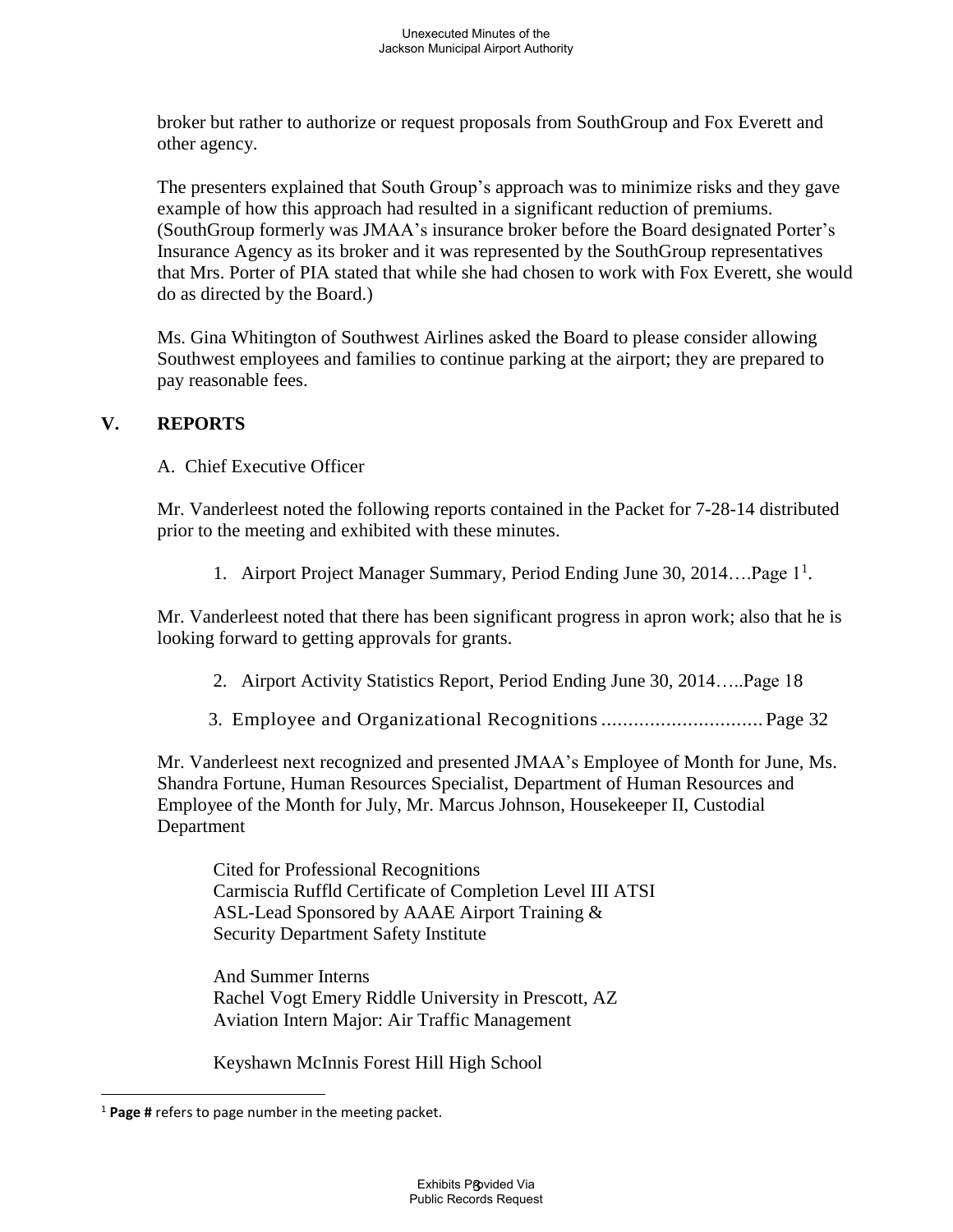broker but rather to authorize or request proposals from SouthGroup and Fox Everett and other agency.

The presenters explained that South Group's approach was to minimize risks and they gave example of how this approach had resulted in a significant reduction of premiums. (SouthGroup formerly was JMAA's insurance broker before the Board designated Porter's Insurance Agency as its broker and it was represented by the SouthGroup representatives that Mrs. Porter of PIA stated that while she had chosen to work with Fox Everett, she would do as directed by the Board.)

Ms. Gina Whitington of Southwest Airlines asked the Board to please consider allowing Southwest employees and families to continue parking at the airport; they are prepared to pay reasonable fees.

## V. REPORTS

A. Chief Executive Officer

Mr. Vanderleest noted the following reports contained in the Packet for 7-28-14 distributed prior to the meeting and exhibited with these minutes.

1. Airport Project Manager Summary, Period Ending June 30, 2014….Page 1[1].

Mr. Vanderleest noted that there has been significant progress in apron work; also that he is looking forward to getting approvals for grants.

2. Airport Activity Statistics Report, Period Ending June 30, 2014…..Page 18

3. Employee and Organizational Recognitions .............................. Page 32

Mr. Vanderleest next recognized and presented JMAA's Employee of Month for June, Ms. Shandra Fortune, Human Resources Specialist, Department of Human Resources and Employee of the Month for July, Mr. Marcus Johnson, Housekeeper II, Custodial Department

Cited for Professional Recognitions
Carmiscia Ruffld Certificate of Completion Level III ATSI
ASL-Lead Sponsored by AAAE Airport Training &
Security Department Safety Institute

And Summer Interns
Rachel Vogt Emery Riddle University in Prescott, AZ
Aviation Intern Major: Air Traffic Management

Keyshawn McInnis Forest Hill High School

---

[1] **Page #** refers to page number in the meeting packet.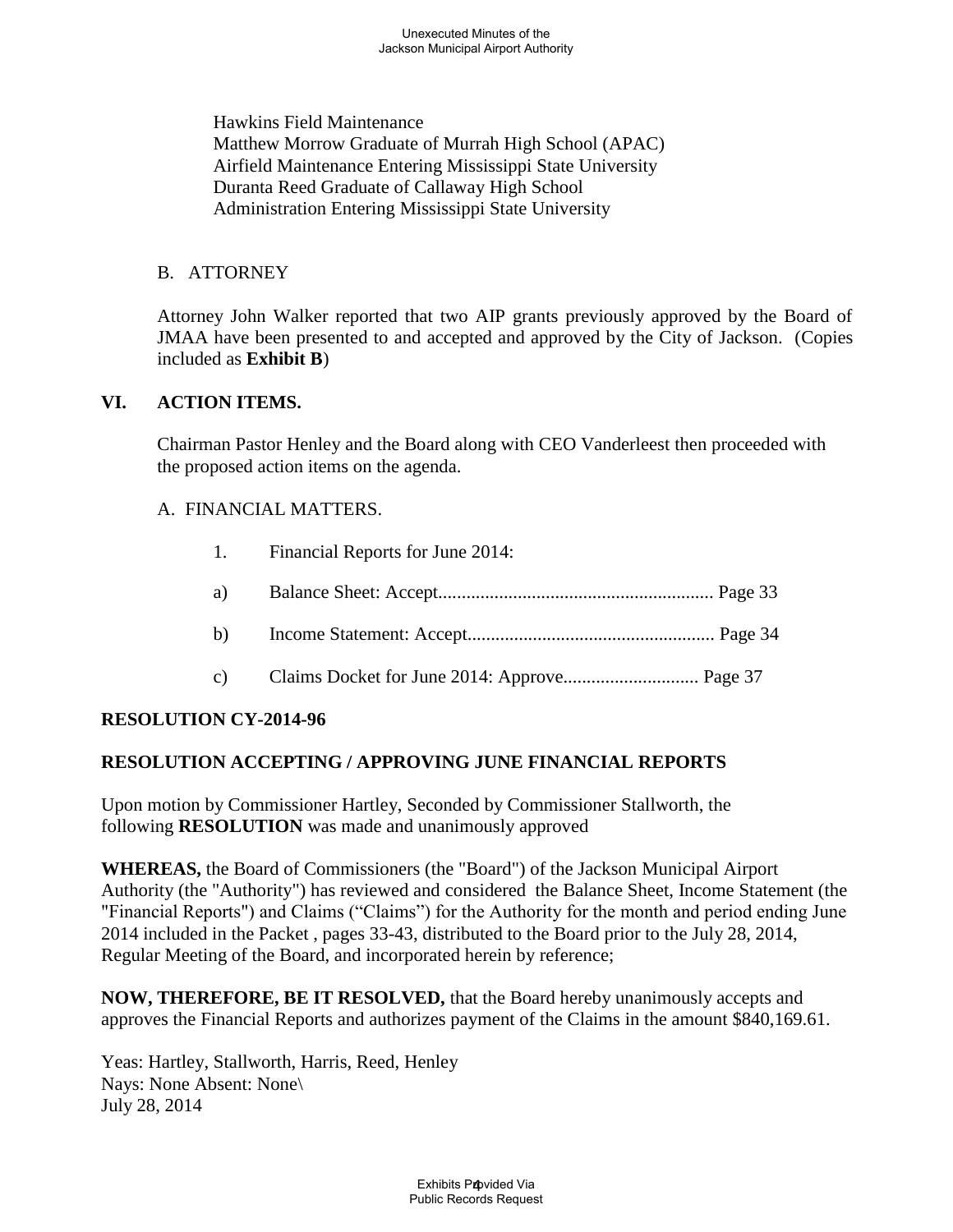Hawkins Field Maintenance
Matthew Morrow Graduate of Murrah High School (APAC)
Airfield Maintenance Entering Mississippi State University
Duranta Reed Graduate of Callaway High School
Administration Entering Mississippi State University

B. ATTORNEY

Attorney John Walker reported that two AIP grants previously approved by the Board of JMAA have been presented to and accepted and approved by the City of Jackson. (Copies included as **Exhibit B**)

## VI. ACTION ITEMS.

Chairman Pastor Henley and the Board along with CEO Vanderleest then proceeded with the proposed action items on the agenda.

A. FINANCIAL MATTERS.

1. Financial Reports for June 2014:

a) Balance Sheet: Accept........................................................... Page 33

b) Income Statement: Accept..................................................... Page 34

c) Claims Docket for June 2014: Approve............................. Page 37

**RESOLUTION CY-2014-96**

**RESOLUTION ACCEPTING / APPROVING JUNE FINANCIAL REPORTS**

Upon motion by Commissioner Hartley, Seconded by Commissioner Stallworth, the following **RESOLUTION** was made and unanimously approved

**WHEREAS,** the Board of Commissioners (the "Board") of the Jackson Municipal Airport Authority (the "Authority") has reviewed and considered the Balance Sheet, Income Statement (the "Financial Reports") and Claims ("Claims") for the Authority for the month and period ending June 2014 included in the Packet , pages 33-43, distributed to the Board prior to the July 28, 2014, Regular Meeting of the Board, and incorporated herein by reference;

**NOW, THEREFORE, BE IT RESOLVED,** that the Board hereby unanimously accepts and approves the Financial Reports and authorizes payment of the Claims in the amount $840,169.61.

Yeas: Hartley, Stallworth, Harris, Reed, Henley
Nays: None Absent: None\
July 28, 2014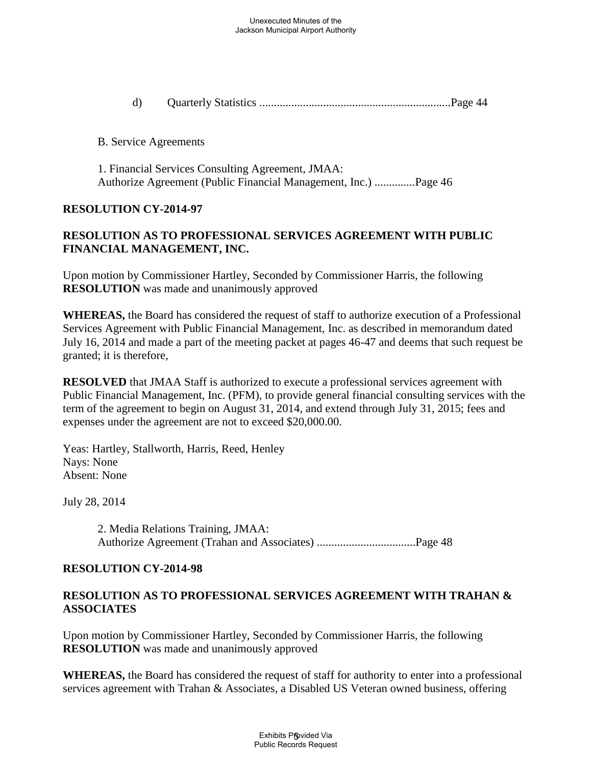d) Quarterly Statistics ..................................................................Page 44

B. Service Agreements

1. Financial Services Consulting Agreement, JMAA:
Authorize Agreement (Public Financial Management, Inc.) ..............Page 46

**RESOLUTION CY-2014-97**

**RESOLUTION AS TO PROFESSIONAL SERVICES AGREEMENT WITH PUBLIC FINANCIAL MANAGEMENT, INC.**

Upon motion by Commissioner Hartley, Seconded by Commissioner Harris, the following **RESOLUTION** was made and unanimously approved

**WHEREAS,** the Board has considered the request of staff to authorize execution of a Professional Services Agreement with Public Financial Management, Inc. as described in memorandum dated July 16, 2014 and made a part of the meeting packet at pages 46-47 and deems that such request be granted; it is therefore,

**RESOLVED** that JMAA Staff is authorized to execute a professional services agreement with Public Financial Management, Inc. (PFM), to provide general financial consulting services with the term of the agreement to begin on August 31, 2014, and extend through July 31, 2015; fees and expenses under the agreement are not to exceed $20,000.00.

Yeas: Hartley, Stallworth, Harris, Reed, Henley
Nays: None
Absent: None

July 28, 2014

2. Media Relations Training, JMAA:
Authorize Agreement (Trahan and Associates) ..................................Page 48

**RESOLUTION CY-2014-98**

**RESOLUTION AS TO PROFESSIONAL SERVICES AGREEMENT WITH TRAHAN & ASSOCIATES**

Upon motion by Commissioner Hartley, Seconded by Commissioner Harris, the following **RESOLUTION** was made and unanimously approved

**WHEREAS,** the Board has considered the request of staff for authority to enter into a professional services agreement with Trahan & Associates, a Disabled US Veteran owned business, offering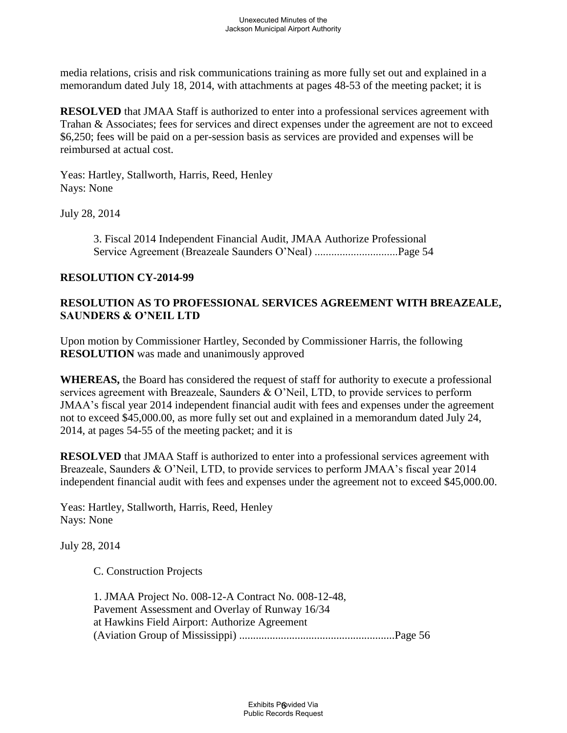media relations, crisis and risk communications training as more fully set out and explained in a memorandum dated July 18, 2014, with attachments at pages 48-53 of the meeting packet; it is

**RESOLVED** that JMAA Staff is authorized to enter into a professional services agreement with Trahan & Associates; fees for services and direct expenses under the agreement are not to exceed $6,250; fees will be paid on a per-session basis as services are provided and expenses will be reimbursed at actual cost.

Yeas: Hartley, Stallworth, Harris, Reed, Henley
Nays: None

July 28, 2014

> 3. Fiscal 2014 Independent Financial Audit, JMAA Authorize Professional Service Agreement (Breazeale Saunders O'Neal) .............................Page 54

**RESOLUTION CY-2014-99**

**RESOLUTION AS TO PROFESSIONAL SERVICES AGREEMENT WITH BREAZEALE, SAUNDERS & O'NEIL LTD**

Upon motion by Commissioner Hartley, Seconded by Commissioner Harris, the following **RESOLUTION** was made and unanimously approved

**WHEREAS,** the Board has considered the request of staff for authority to execute a professional services agreement with Breazeale, Saunders & O'Neil, LTD, to provide services to perform JMAA's fiscal year 2014 independent financial audit with fees and expenses under the agreement not to exceed $45,000.00, as more fully set out and explained in a memorandum dated July 24, 2014, at pages 54-55 of the meeting packet; and it is

**RESOLVED** that JMAA Staff is authorized to enter into a professional services agreement with Breazeale, Saunders & O'Neil, LTD, to provide services to perform JMAA's fiscal year 2014 independent financial audit with fees and expenses under the agreement not to exceed $45,000.00.

Yeas: Hartley, Stallworth, Harris, Reed, Henley
Nays: None

July 28, 2014

> C. Construction Projects
>
> 1. JMAA Project No. 008-12-A Contract No. 008-12-48, Pavement Assessment and Overlay of Runway 16/34 at Hawkins Field Airport: Authorize Agreement (Aviation Group of Mississippi) .......................................................Page 56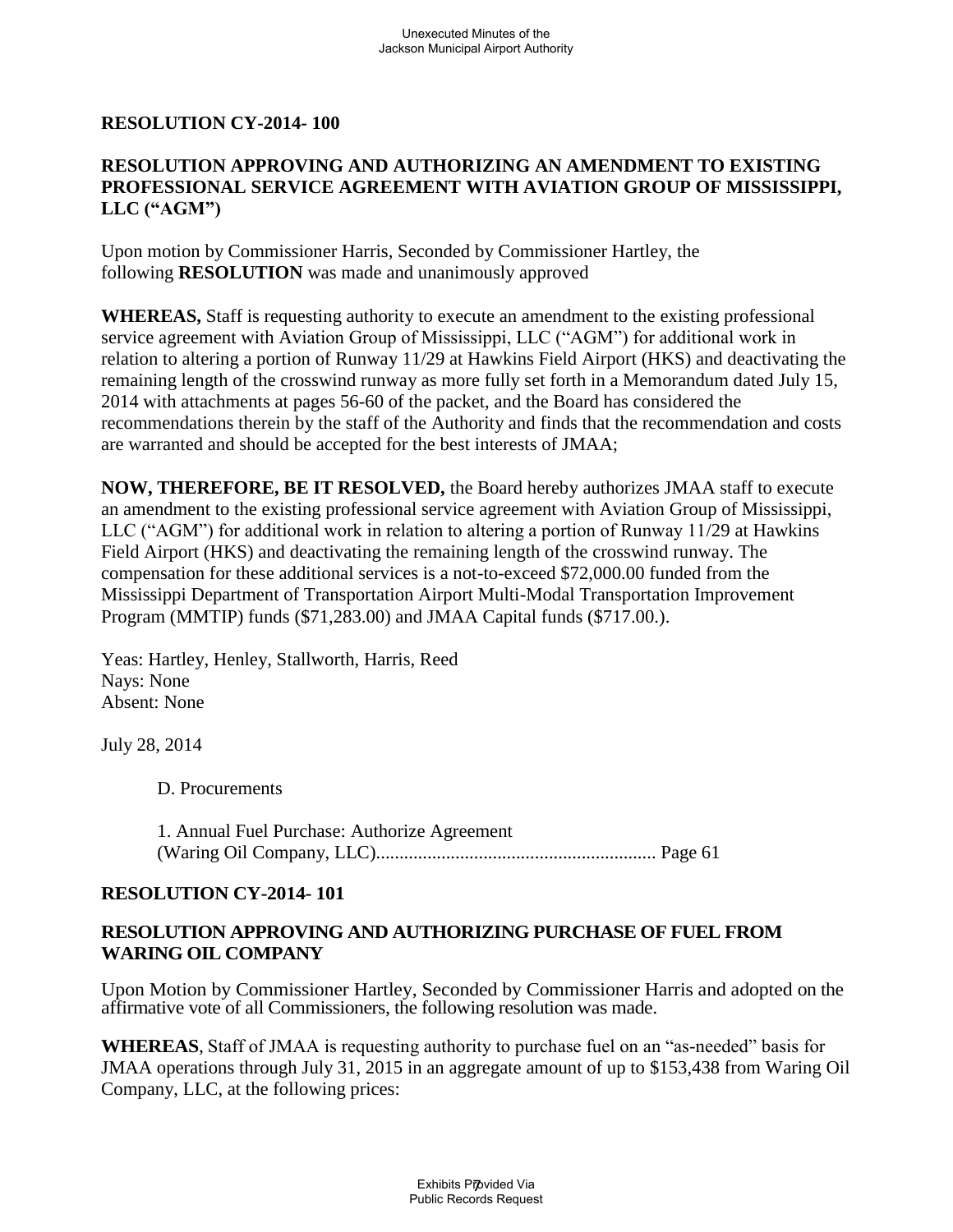**RESOLUTION CY-2014- 100**

**RESOLUTION APPROVING AND AUTHORIZING AN AMENDMENT TO EXISTING PROFESSIONAL SERVICE AGREEMENT WITH AVIATION GROUP OF MISSISSIPPI, LLC ("AGM")**

Upon motion by Commissioner Harris, Seconded by Commissioner Hartley, the following **RESOLUTION** was made and unanimously approved

**WHEREAS,** Staff is requesting authority to execute an amendment to the existing professional service agreement with Aviation Group of Mississippi, LLC ("AGM") for additional work in relation to altering a portion of Runway 11/29 at Hawkins Field Airport (HKS) and deactivating the remaining length of the crosswind runway as more fully set forth in a Memorandum dated July 15, 2014 with attachments at pages 56-60 of the packet, and the Board has considered the recommendations therein by the staff of the Authority and finds that the recommendation and costs are warranted and should be accepted for the best interests of JMAA;

**NOW, THEREFORE, BE IT RESOLVED,** the Board hereby authorizes JMAA staff to execute an amendment to the existing professional service agreement with Aviation Group of Mississippi, LLC ("AGM") for additional work in relation to altering a portion of Runway 11/29 at Hawkins Field Airport (HKS) and deactivating the remaining length of the crosswind runway. The compensation for these additional services is a not-to-exceed $72,000.00 funded from the Mississippi Department of Transportation Airport Multi-Modal Transportation Improvement Program (MMTIP) funds ($71,283.00) and JMAA Capital funds ($717.00.).

Yeas: Hartley, Henley, Stallworth, Harris, Reed
Nays: None
Absent: None

July 28, 2014

D. Procurements

1. Annual Fuel Purchase: Authorize Agreement (Waring Oil Company, LLC)........................................................... Page 61

**RESOLUTION CY-2014- 101**

**RESOLUTION APPROVING AND AUTHORIZING PURCHASE OF FUEL FROM WARING OIL COMPANY**

Upon Motion by Commissioner Hartley, Seconded by Commissioner Harris and adopted on the affirmative vote of all Commissioners, the following resolution was made.

**WHEREAS**, Staff of JMAA is requesting authority to purchase fuel on an "as-needed" basis for JMAA operations through July 31, 2015 in an aggregate amount of up to $153,438 from Waring Oil Company, LLC, at the following prices: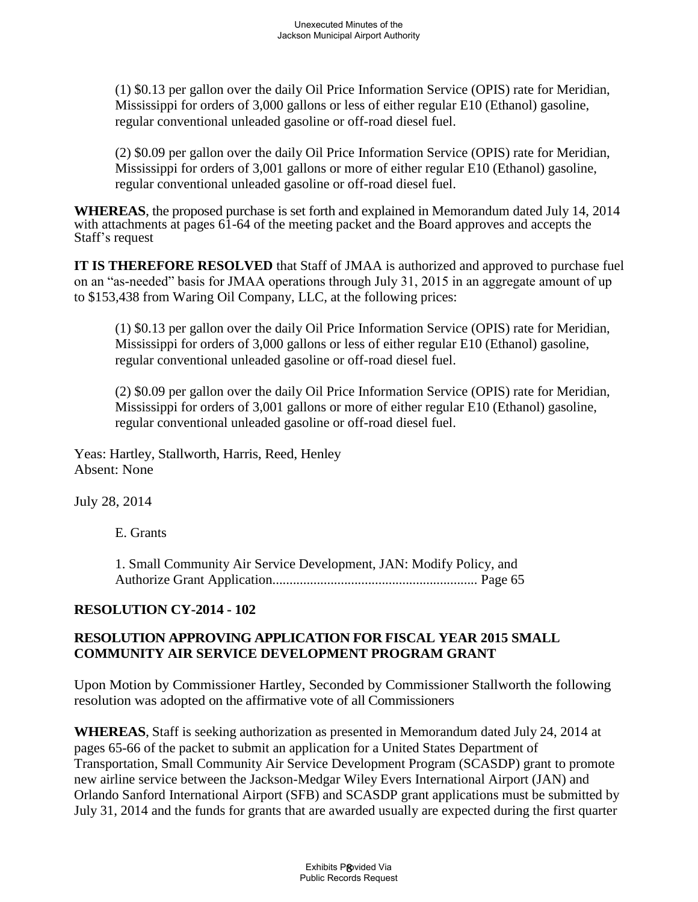(1) $0.13 per gallon over the daily Oil Price Information Service (OPIS) rate for Meridian, Mississippi for orders of 3,000 gallons or less of either regular E10 (Ethanol) gasoline, regular conventional unleaded gasoline or off-road diesel fuel.

(2) $0.09 per gallon over the daily Oil Price Information Service (OPIS) rate for Meridian, Mississippi for orders of 3,001 gallons or more of either regular E10 (Ethanol) gasoline, regular conventional unleaded gasoline or off-road diesel fuel.

**WHEREAS**, the proposed purchase is set forth and explained in Memorandum dated July 14, 2014 with attachments at pages 61-64 of the meeting packet and the Board approves and accepts the Staff's request

**IT IS THEREFORE RESOLVED** that Staff of JMAA is authorized and approved to purchase fuel on an "as-needed" basis for JMAA operations through July 31, 2015 in an aggregate amount of up to $153,438 from Waring Oil Company, LLC, at the following prices:

(1) $0.13 per gallon over the daily Oil Price Information Service (OPIS) rate for Meridian, Mississippi for orders of 3,000 gallons or less of either regular E10 (Ethanol) gasoline, regular conventional unleaded gasoline or off-road diesel fuel.

(2) $0.09 per gallon over the daily Oil Price Information Service (OPIS) rate for Meridian, Mississippi for orders of 3,001 gallons or more of either regular E10 (Ethanol) gasoline, regular conventional unleaded gasoline or off-road diesel fuel.

Yeas: Hartley, Stallworth, Harris, Reed, Henley
Absent: None

July 28, 2014

E. Grants

1. Small Community Air Service Development, JAN: Modify Policy, and Authorize Grant Application........................................................... Page 65

**RESOLUTION CY-2014 - 102**

**RESOLUTION APPROVING APPLICATION FOR FISCAL YEAR 2015 SMALL COMMUNITY AIR SERVICE DEVELOPMENT PROGRAM GRANT**

Upon Motion by Commissioner Hartley, Seconded by Commissioner Stallworth the following resolution was adopted on the affirmative vote of all Commissioners

**WHEREAS**, Staff is seeking authorization as presented in Memorandum dated July 24, 2014 at pages 65-66 of the packet to submit an application for a United States Department of Transportation, Small Community Air Service Development Program (SCASDP) grant to promote new airline service between the Jackson-Medgar Wiley Evers International Airport (JAN) and Orlando Sanford International Airport (SFB) and SCASDP grant applications must be submitted by July 31, 2014 and the funds for grants that are awarded usually are expected during the first quarter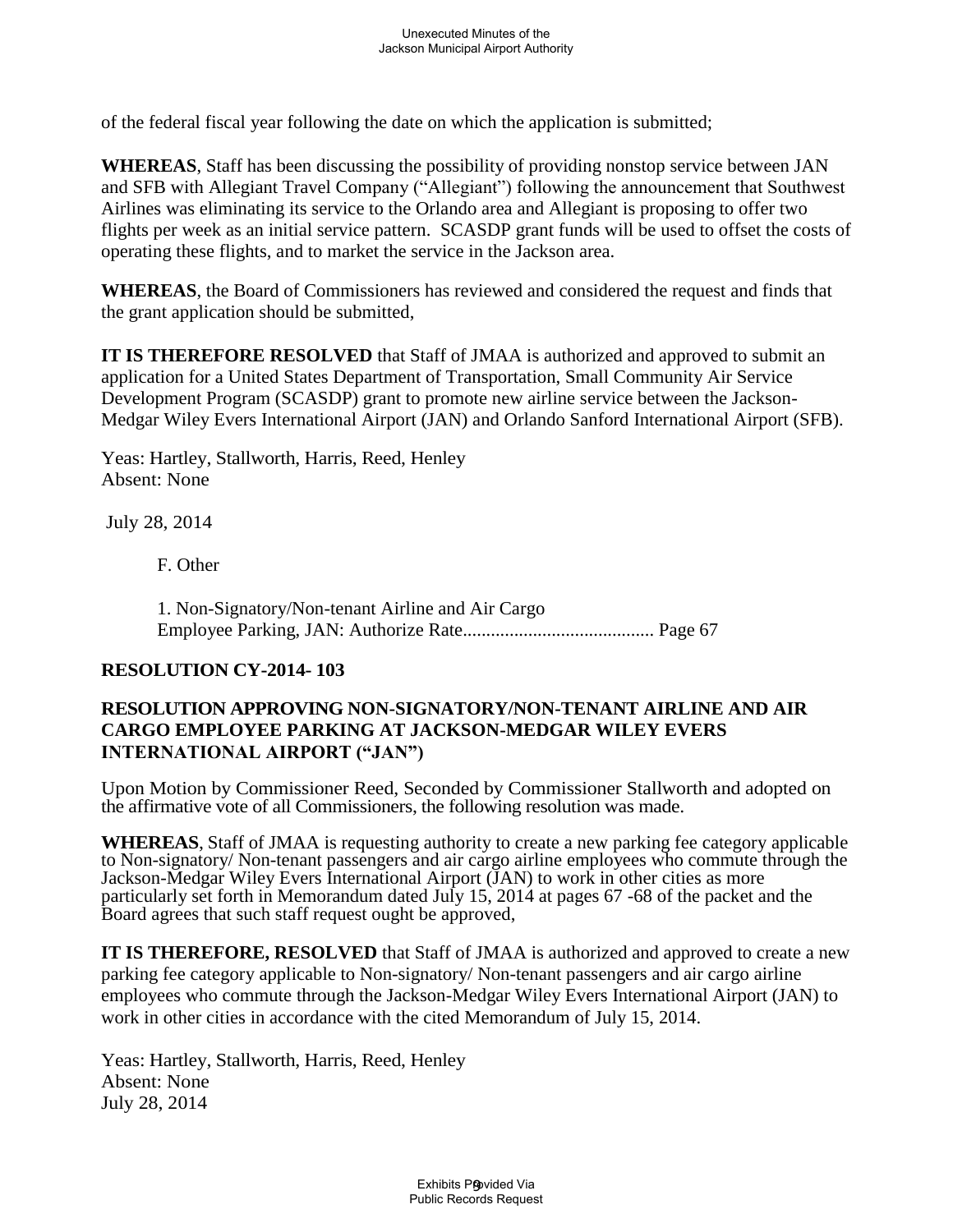of the federal fiscal year following the date on which the application is submitted;

**WHEREAS**, Staff has been discussing the possibility of providing nonstop service between JAN and SFB with Allegiant Travel Company ("Allegiant") following the announcement that Southwest Airlines was eliminating its service to the Orlando area and Allegiant is proposing to offer two flights per week as an initial service pattern. SCASDP grant funds will be used to offset the costs of operating these flights, and to market the service in the Jackson area.

**WHEREAS**, the Board of Commissioners has reviewed and considered the request and finds that the grant application should be submitted,

**IT IS THEREFORE RESOLVED** that Staff of JMAA is authorized and approved to submit an application for a United States Department of Transportation, Small Community Air Service Development Program (SCASDP) grant to promote new airline service between the Jackson-Medgar Wiley Evers International Airport (JAN) and Orlando Sanford International Airport (SFB).

Yeas: Hartley, Stallworth, Harris, Reed, Henley
Absent: None

July 28, 2014

F. Other

1. Non-Signatory/Non-tenant Airline and Air Cargo Employee Parking, JAN: Authorize Rate......................................... Page 67

**RESOLUTION CY-2014- 103**

**RESOLUTION APPROVING NON-SIGNATORY/NON-TENANT AIRLINE AND AIR CARGO EMPLOYEE PARKING AT JACKSON-MEDGAR WILEY EVERS INTERNATIONAL AIRPORT ("JAN")**

Upon Motion by Commissioner Reed, Seconded by Commissioner Stallworth and adopted on the affirmative vote of all Commissioners, the following resolution was made.

**WHEREAS**, Staff of JMAA is requesting authority to create a new parking fee category applicable to Non-signatory/ Non-tenant passengers and air cargo airline employees who commute through the Jackson-Medgar Wiley Evers International Airport (JAN) to work in other cities as more particularly set forth in Memorandum dated July 15, 2014 at pages 67 -68 of the packet and the Board agrees that such staff request ought be approved,

**IT IS THEREFORE, RESOLVED** that Staff of JMAA is authorized and approved to create a new parking fee category applicable to Non-signatory/ Non-tenant passengers and air cargo airline employees who commute through the Jackson-Medgar Wiley Evers International Airport (JAN) to work in other cities in accordance with the cited Memorandum of July 15, 2014.

Yeas: Hartley, Stallworth, Harris, Reed, Henley
Absent: None
July 28, 2014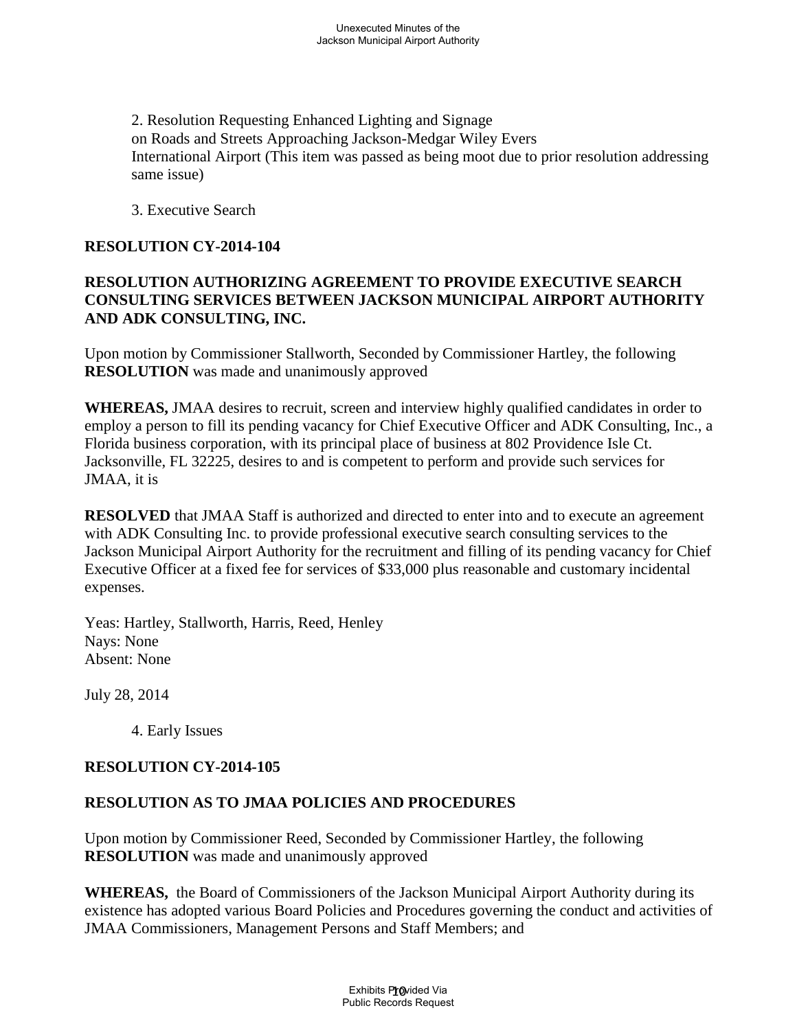2. Resolution Requesting Enhanced Lighting and Signage on Roads and Streets Approaching Jackson-Medgar Wiley Evers International Airport (This item was passed as being moot due to prior resolution addressing same issue)

3. Executive Search

**RESOLUTION CY-2014-104**

**RESOLUTION AUTHORIZING AGREEMENT TO PROVIDE EXECUTIVE SEARCH CONSULTING SERVICES BETWEEN JACKSON MUNICIPAL AIRPORT AUTHORITY AND ADK CONSULTING, INC.**

Upon motion by Commissioner Stallworth, Seconded by Commissioner Hartley, the following **RESOLUTION** was made and unanimously approved

**WHEREAS,** JMAA desires to recruit, screen and interview highly qualified candidates in order to employ a person to fill its pending vacancy for Chief Executive Officer and ADK Consulting, Inc., a Florida business corporation, with its principal place of business at 802 Providence Isle Ct. Jacksonville, FL 32225, desires to and is competent to perform and provide such services for JMAA, it is

**RESOLVED** that JMAA Staff is authorized and directed to enter into and to execute an agreement with ADK Consulting Inc. to provide professional executive search consulting services to the Jackson Municipal Airport Authority for the recruitment and filling of its pending vacancy for Chief Executive Officer at a fixed fee for services of $33,000 plus reasonable and customary incidental expenses.

Yeas: Hartley, Stallworth, Harris, Reed, Henley
Nays: None
Absent: None

July 28, 2014

4. Early Issues

**RESOLUTION CY-2014-105**

**RESOLUTION AS TO JMAA POLICIES AND PROCEDURES**

Upon motion by Commissioner Reed, Seconded by Commissioner Hartley, the following **RESOLUTION** was made and unanimously approved

**WHEREAS,** the Board of Commissioners of the Jackson Municipal Airport Authority during its existence has adopted various Board Policies and Procedures governing the conduct and activities of JMAA Commissioners, Management Persons and Staff Members; and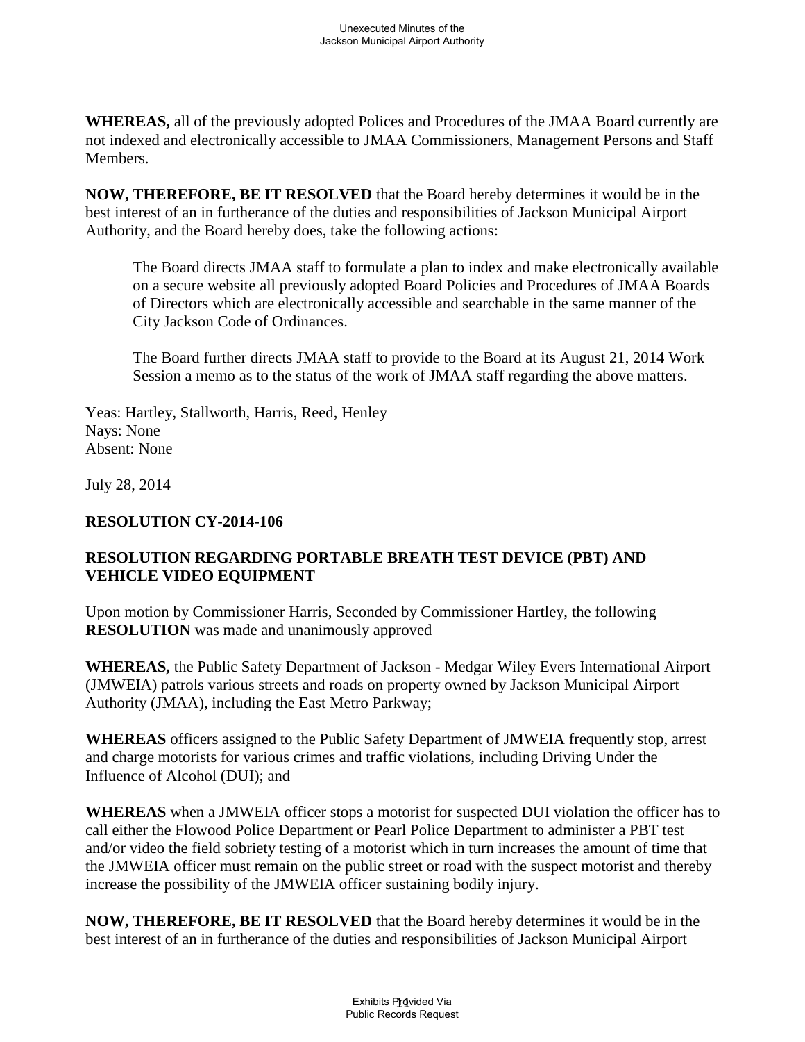**WHEREAS,** all of the previously adopted Polices and Procedures of the JMAA Board currently are not indexed and electronically accessible to JMAA Commissioners, Management Persons and Staff Members.

**NOW, THEREFORE, BE IT RESOLVED** that the Board hereby determines it would be in the best interest of an in furtherance of the duties and responsibilities of Jackson Municipal Airport Authority, and the Board hereby does, take the following actions:

> The Board directs JMAA staff to formulate a plan to index and make electronically available on a secure website all previously adopted Board Policies and Procedures of JMAA Boards of Directors which are electronically accessible and searchable in the same manner of the City Jackson Code of Ordinances.
>
> The Board further directs JMAA staff to provide to the Board at its August 21, 2014 Work Session a memo as to the status of the work of JMAA staff regarding the above matters.

Yeas: Hartley, Stallworth, Harris, Reed, Henley
Nays: None
Absent: None

July 28, 2014

**RESOLUTION CY-2014-106**

**RESOLUTION REGARDING PORTABLE BREATH TEST DEVICE (PBT) AND VEHICLE VIDEO EQUIPMENT**

Upon motion by Commissioner Harris, Seconded by Commissioner Hartley, the following **RESOLUTION** was made and unanimously approved

**WHEREAS,** the Public Safety Department of Jackson - Medgar Wiley Evers International Airport (JMWEIA) patrols various streets and roads on property owned by Jackson Municipal Airport Authority (JMAA), including the East Metro Parkway;

**WHEREAS** officers assigned to the Public Safety Department of JMWEIA frequently stop, arrest and charge motorists for various crimes and traffic violations, including Driving Under the Influence of Alcohol (DUI); and

**WHEREAS** when a JMWEIA officer stops a motorist for suspected DUI violation the officer has to call either the Flowood Police Department or Pearl Police Department to administer a PBT test and/or video the field sobriety testing of a motorist which in turn increases the amount of time that the JMWEIA officer must remain on the public street or road with the suspect motorist and thereby increase the possibility of the JMWEIA officer sustaining bodily injury.

**NOW, THEREFORE, BE IT RESOLVED** that the Board hereby determines it would be in the best interest of an in furtherance of the duties and responsibilities of Jackson Municipal Airport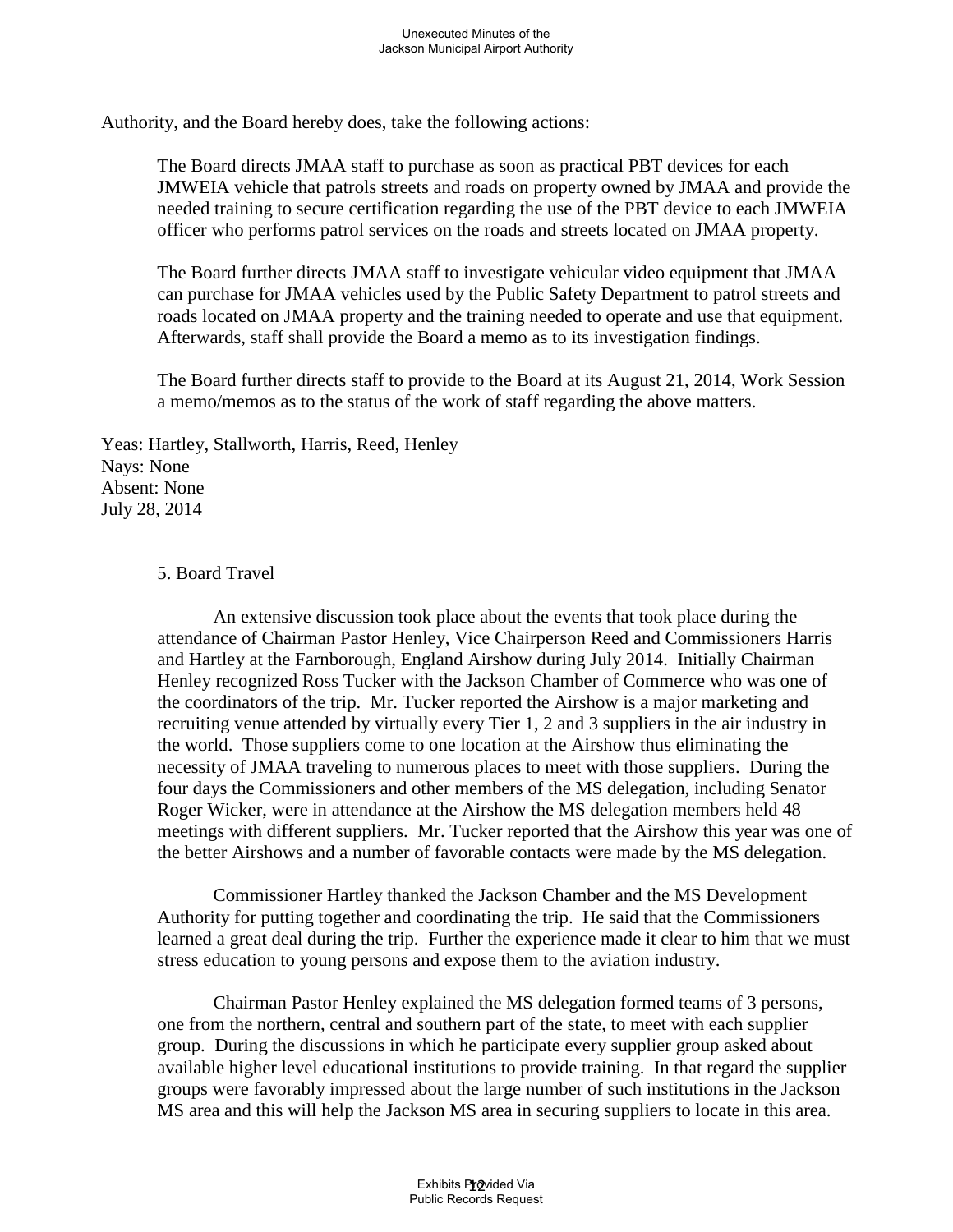Authority, and the Board hereby does, take the following actions:

> The Board directs JMAA staff to purchase as soon as practical PBT devices for each JMWEIA vehicle that patrols streets and roads on property owned by JMAA and provide the needed training to secure certification regarding the use of the PBT device to each JMWEIA officer who performs patrol services on the roads and streets located on JMAA property.
>
> The Board further directs JMAA staff to investigate vehicular video equipment that JMAA can purchase for JMAA vehicles used by the Public Safety Department to patrol streets and roads located on JMAA property and the training needed to operate and use that equipment. Afterwards, staff shall provide the Board a memo as to its investigation findings.
>
> The Board further directs staff to provide to the Board at its August 21, 2014, Work Session a memo/memos as to the status of the work of staff regarding the above matters.

Yeas: Hartley, Stallworth, Harris, Reed, Henley
Nays: None
Absent: None
July 28, 2014

5. Board Travel

An extensive discussion took place about the events that took place during the attendance of Chairman Pastor Henley, Vice Chairperson Reed and Commissioners Harris and Hartley at the Farnborough, England Airshow during July 2014. Initially Chairman Henley recognized Ross Tucker with the Jackson Chamber of Commerce who was one of the coordinators of the trip. Mr. Tucker reported the Airshow is a major marketing and recruiting venue attended by virtually every Tier 1, 2 and 3 suppliers in the air industry in the world. Those suppliers come to one location at the Airshow thus eliminating the necessity of JMAA traveling to numerous places to meet with those suppliers. During the four days the Commissioners and other members of the MS delegation, including Senator Roger Wicker, were in attendance at the Airshow the MS delegation members held 48 meetings with different suppliers. Mr. Tucker reported that the Airshow this year was one of the better Airshows and a number of favorable contacts were made by the MS delegation.

Commissioner Hartley thanked the Jackson Chamber and the MS Development Authority for putting together and coordinating the trip. He said that the Commissioners learned a great deal during the trip. Further the experience made it clear to him that we must stress education to young persons and expose them to the aviation industry.

Chairman Pastor Henley explained the MS delegation formed teams of 3 persons, one from the northern, central and southern part of the state, to meet with each supplier group. During the discussions in which he participate every supplier group asked about available higher level educational institutions to provide training. In that regard the supplier groups were favorably impressed about the large number of such institutions in the Jackson MS area and this will help the Jackson MS area in securing suppliers to locate in this area.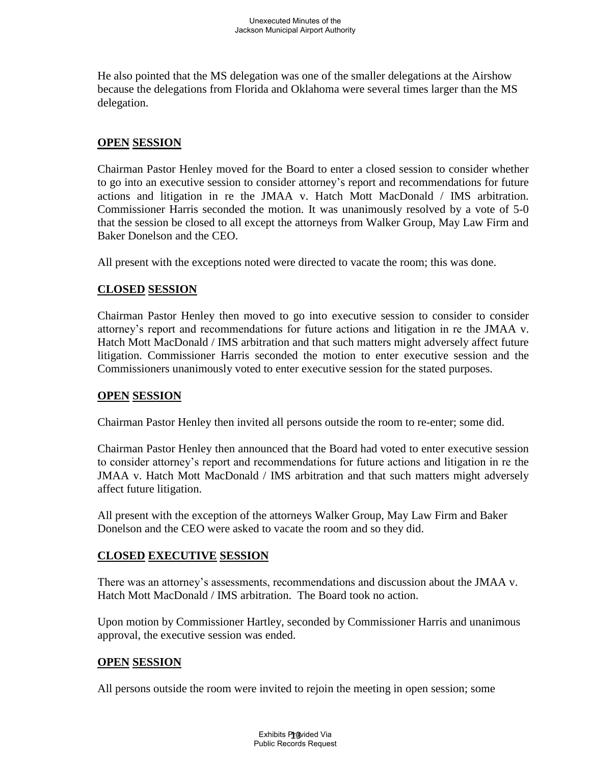He also pointed that the MS delegation was one of the smaller delegations at the Airshow because the delegations from Florida and Oklahoma were several times larger than the MS delegation.

**OPEN SESSION**

Chairman Pastor Henley moved for the Board to enter a closed session to consider whether to go into an executive session to consider attorney's report and recommendations for future actions and litigation in re the JMAA v. Hatch Mott MacDonald / IMS arbitration. Commissioner Harris seconded the motion. It was unanimously resolved by a vote of 5-0 that the session be closed to all except the attorneys from Walker Group, May Law Firm and Baker Donelson and the CEO.

All present with the exceptions noted were directed to vacate the room; this was done.

**CLOSED SESSION**

Chairman Pastor Henley then moved to go into executive session to consider to consider attorney's report and recommendations for future actions and litigation in re the JMAA v. Hatch Mott MacDonald / IMS arbitration and that such matters might adversely affect future litigation. Commissioner Harris seconded the motion to enter executive session and the Commissioners unanimously voted to enter executive session for the stated purposes.

**OPEN SESSION**

Chairman Pastor Henley then invited all persons outside the room to re-enter; some did.

Chairman Pastor Henley then announced that the Board had voted to enter executive session to consider attorney's report and recommendations for future actions and litigation in re the JMAA v. Hatch Mott MacDonald / IMS arbitration and that such matters might adversely affect future litigation.

All present with the exception of the attorneys Walker Group, May Law Firm and Baker Donelson and the CEO were asked to vacate the room and so they did.

**CLOSED EXECUTIVE SESSION**

There was an attorney's assessments, recommendations and discussion about the JMAA v. Hatch Mott MacDonald / IMS arbitration. The Board took no action.

Upon motion by Commissioner Hartley, seconded by Commissioner Harris and unanimous approval, the executive session was ended.

**OPEN SESSION**

All persons outside the room were invited to rejoin the meeting in open session; some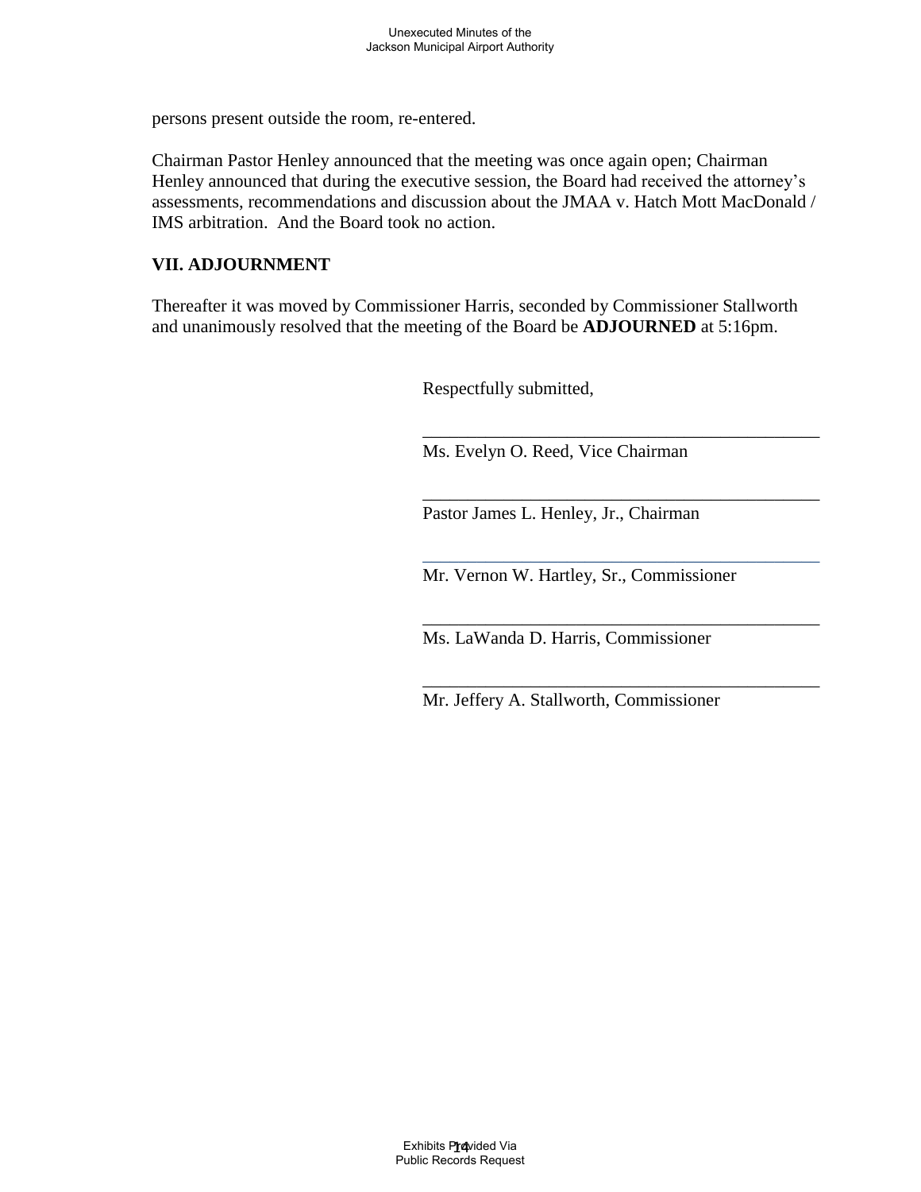persons present outside the room, re-entered.

Chairman Pastor Henley announced that the meeting was once again open; Chairman Henley announced that during the executive session, the Board had received the attorney's assessments, recommendations and discussion about the JMAA v. Hatch Mott MacDonald / IMS arbitration. And the Board took no action.

## VII. ADJOURNMENT

Thereafter it was moved by Commissioner Harris, seconded by Commissioner Stallworth and unanimously resolved that the meeting of the Board be **ADJOURNED** at 5:16pm.

Respectfully submitted,

_____________________________________________
Ms. Evelyn O. Reed, Vice Chairman

_____________________________________________
Pastor James L. Henley, Jr., Chairman

_____________________________________________
Mr. Vernon W. Hartley, Sr., Commissioner

_____________________________________________
Ms. LaWanda D. Harris, Commissioner

_____________________________________________
Mr. Jeffery A. Stallworth, Commissioner

Exhibits Provided Via
Public Records Request